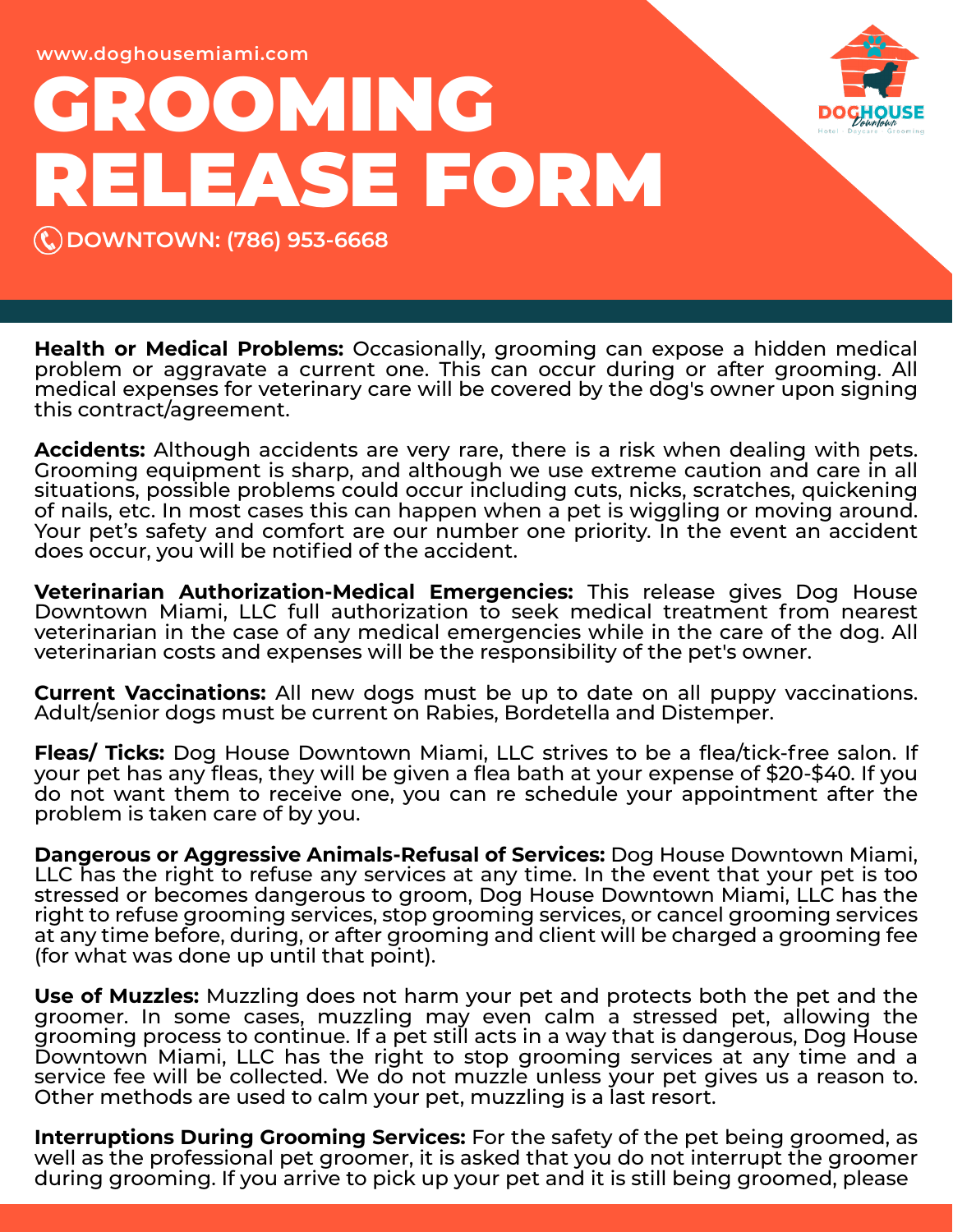www.doghousemiami.com

# GROOMING RELEASE FORM

DOWNTOWN: (786) 953-6668

DOGHOUSE Downtown
Hotel · Daycare · Grooming

**Health or Medical Problems:** Occasionally, grooming can expose a hidden medical problem or aggravate a current one. This can occur during or after grooming. All medical expenses for veterinary care will be covered by the dog's owner upon signing this contract/agreement.

**Accidents:** Although accidents are very rare, there is a risk when dealing with pets. Grooming equipment is sharp, and although we use extreme caution and care in all situations, possible problems could occur including cuts, nicks, scratches, quickening of nails, etc. In most cases this can happen when a pet is wiggling or moving around. Your pet's safety and comfort are our number one priority. In the event an accident does occur, you will be notified of the accident.

**Veterinarian Authorization-Medical Emergencies:** This release gives Dog House Downtown Miami, LLC full authorization to seek medical treatment from nearest veterinarian in the case of any medical emergencies while in the care of the dog. All veterinarian costs and expenses will be the responsibility of the pet's owner.

**Current Vaccinations:** All new dogs must be up to date on all puppy vaccinations. Adult/senior dogs must be current on Rabies, Bordetella and Distemper.

**Fleas/ Ticks:** Dog House Downtown Miami, LLC strives to be a flea/tick-free salon. If your pet has any fleas, they will be given a flea bath at your expense of $20-$40. If you do not want them to receive one, you can re schedule your appointment after the problem is taken care of by you.

**Dangerous or Aggressive Animals-Refusal of Services:** Dog House Downtown Miami, LLC has the right to refuse any services at any time. In the event that your pet is too stressed or becomes dangerous to groom, Dog House Downtown Miami, LLC has the right to refuse grooming services, stop grooming services, or cancel grooming services at any time before, during, or after grooming and client will be charged a grooming fee (for what was done up until that point).

**Use of Muzzles:** Muzzling does not harm your pet and protects both the pet and the groomer. In some cases, muzzling may even calm a stressed pet, allowing the grooming process to continue. If a pet still acts in a way that is dangerous, Dog House Downtown Miami, LLC has the right to stop grooming services at any time and a service fee will be collected. We do not muzzle unless your pet gives us a reason to. Other methods are used to calm your pet, muzzling is a last resort.

**Interruptions During Grooming Services:** For the safety of the pet being groomed, as well as the professional pet groomer, it is asked that you do not interrupt the groomer during grooming. If you arrive to pick up your pet and it is still being groomed, please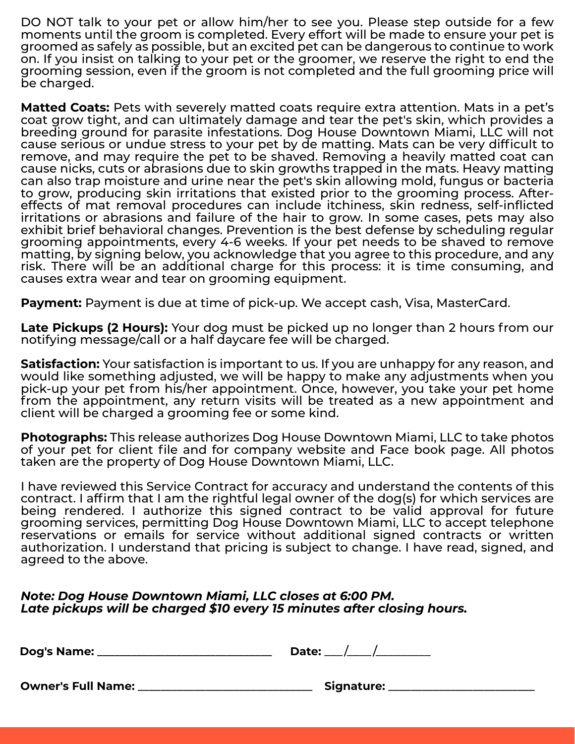DO NOT talk to your pet or allow him/her to see you. Please step outside for a few moments until the groom is completed. Every effort will be made to ensure your pet is groomed as safely as possible, but an excited pet can be dangerous to continue to work on. If you insist on talking to your pet or the groomer, we reserve the right to end the grooming session, even if the groom is not completed and the full grooming price will be charged.

**Matted Coats:** Pets with severely matted coats require extra attention. Mats in a pet's coat grow tight, and can ultimately damage and tear the pet's skin, which provides a breeding ground for parasite infestations. Dog House Downtown Miami, LLC will not cause serious or undue stress to your pet by de matting. Mats can be very difficult to remove, and may require the pet to be shaved. Removing a heavily matted coat can cause nicks, cuts or abrasions due to skin growths trapped in the mats. Heavy matting can also trap moisture and urine near the pet's skin allowing mold, fungus or bacteria to grow, producing skin irritations that existed prior to the grooming process. After-effects of mat removal procedures can include itchiness, skin redness, self-inflicted irritations or abrasions and failure of the hair to grow. In some cases, pets may also exhibit brief behavioral changes. Prevention is the best defense by scheduling regular grooming appointments, every 4-6 weeks. If your pet needs to be shaved to remove matting, by signing below, you acknowledge that you agree to this procedure, and any risk. There will be an additional charge for this process: it is time consuming, and causes extra wear and tear on grooming equipment.

**Payment:** Payment is due at time of pick-up. We accept cash, Visa, MasterCard.

**Late Pickups (2 Hours):** Your dog must be picked up no longer than 2 hours from our notifying message/call or a half daycare fee will be charged.

**Satisfaction:** Your satisfaction is important to us. If you are unhappy for any reason, and would like something adjusted, we will be happy to make any adjustments when you pick-up your pet from his/her appointment. Once, however, you take your pet home from the appointment, any return visits will be treated as a new appointment and client will be charged a grooming fee or some kind.

**Photographs:** This release authorizes Dog House Downtown Miami, LLC to take photos of your pet for client file and for company website and Face book page. All photos taken are the property of Dog House Downtown Miami, LLC.

I have reviewed this Service Contract for accuracy and understand the contents of this contract. I affirm that I am the rightful legal owner of the dog(s) for which services are being rendered. I authorize this signed contract to be valid approval for future grooming services, permitting Dog House Downtown Miami, LLC to accept telephone reservations or emails for service without additional signed contracts or written authorization. I understand that pricing is subject to change. I have read, signed, and agreed to the above.

***Note: Dog House Downtown Miami, LLC closes at 6:00 PM.***
***Late pickups will be charged $10 every 15 minutes after closing hours.***

**Dog's Name:** ______________________________ **Date:** ___/____/_________

**Owner's Full Name:** ______________________________ **Signature:** _________________________